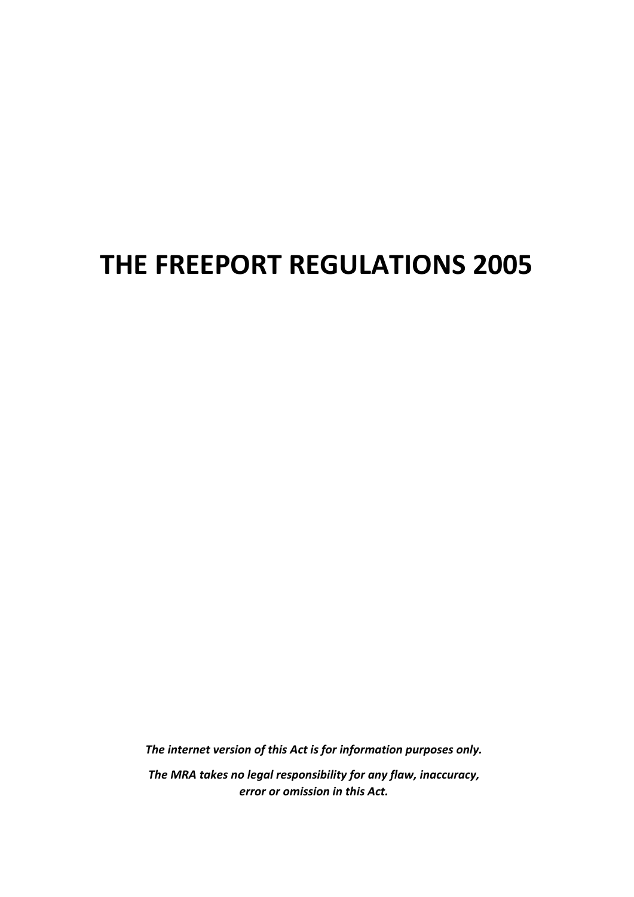# THE FREEPORT REGULATIONS 2005

***The internet version of this Act is for information purposes only.***

***The MRA takes no legal responsibility for any flaw, inaccuracy, error or omission in this Act.***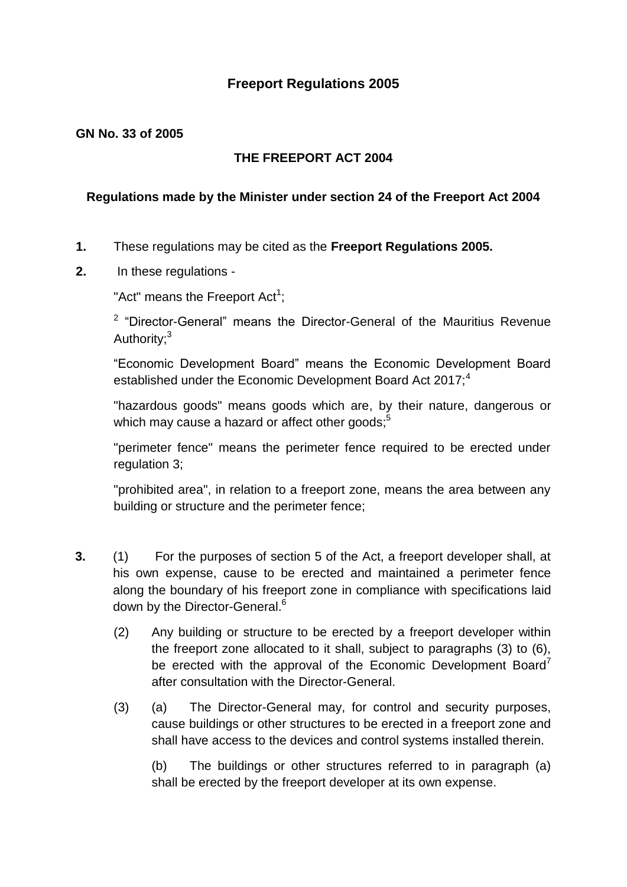# Freeport Regulations 2005

**GN No. 33 of 2005**

**THE FREEPORT ACT 2004**

**Regulations made by the Minister under section 24 of the Freeport Act 2004**

**1.** These regulations may be cited as the **Freeport Regulations 2005.**

**2.** In these regulations -

"Act" means the Freeport Act[1];

[2] "Director-General" means the Director-General of the Mauritius Revenue Authority;[3]

"Economic Development Board" means the Economic Development Board established under the Economic Development Board Act 2017;[4]

"hazardous goods" means goods which are, by their nature, dangerous or which may cause a hazard or affect other goods;[5]

"perimeter fence" means the perimeter fence required to be erected under regulation 3;

"prohibited area", in relation to a freeport zone, means the area between any building or structure and the perimeter fence;

**3.** (1) For the purposes of section 5 of the Act, a freeport developer shall, at his own expense, cause to be erected and maintained a perimeter fence along the boundary of his freeport zone in compliance with specifications laid down by the Director-General.[6]

(2) Any building or structure to be erected by a freeport developer within the freeport zone allocated to it shall, subject to paragraphs (3) to (6), be erected with the approval of the Economic Development Board[7] after consultation with the Director-General.

(3) (a) The Director-General may, for control and security purposes, cause buildings or other structures to be erected in a freeport zone and shall have access to the devices and control systems installed therein.

(b) The buildings or other structures referred to in paragraph (a) shall be erected by the freeport developer at its own expense.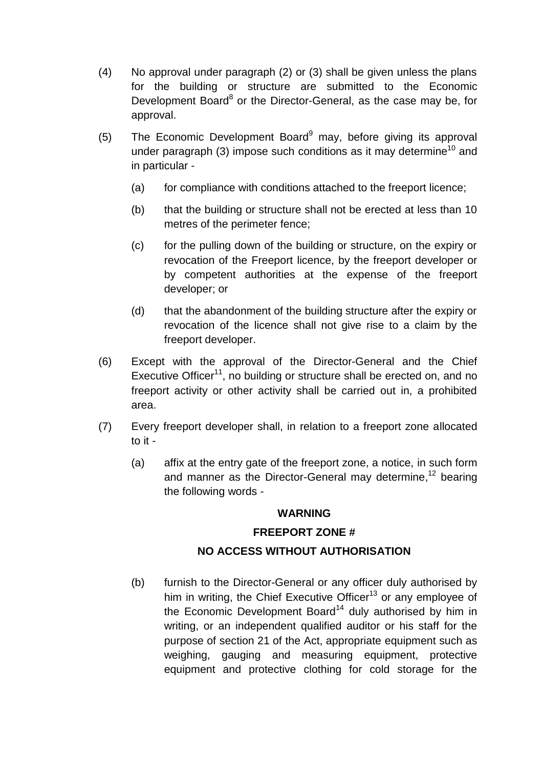(4) No approval under paragraph (2) or (3) shall be given unless the plans for the building or structure are submitted to the Economic Development Board[8] or the Director-General, as the case may be, for approval.

(5) The Economic Development Board[9] may, before giving its approval under paragraph (3) impose such conditions as it may determine[10] and in particular -

  (a) for compliance with conditions attached to the freeport licence;

  (b) that the building or structure shall not be erected at less than 10 metres of the perimeter fence;

  (c) for the pulling down of the building or structure, on the expiry or revocation of the Freeport licence, by the freeport developer or by competent authorities at the expense of the freeport developer; or

  (d) that the abandonment of the building structure after the expiry or revocation of the licence shall not give rise to a claim by the freeport developer.

(6) Except with the approval of the Director-General and the Chief Executive Officer[11], no building or structure shall be erected on, and no freeport activity or other activity shall be carried out in, a prohibited area.

(7) Every freeport developer shall, in relation to a freeport zone allocated to it -

  (a) affix at the entry gate of the freeport zone, a notice, in such form and manner as the Director-General may determine,[12] bearing the following words -

**WARNING**

**FREEPORT ZONE #**

**NO ACCESS WITHOUT AUTHORISATION**

  (b) furnish to the Director-General or any officer duly authorised by him in writing, the Chief Executive Officer[13] or any employee of the Economic Development Board[14] duly authorised by him in writing, or an independent qualified auditor or his staff for the purpose of section 21 of the Act, appropriate equipment such as weighing, gauging and measuring equipment, protective equipment and protective clothing for cold storage for the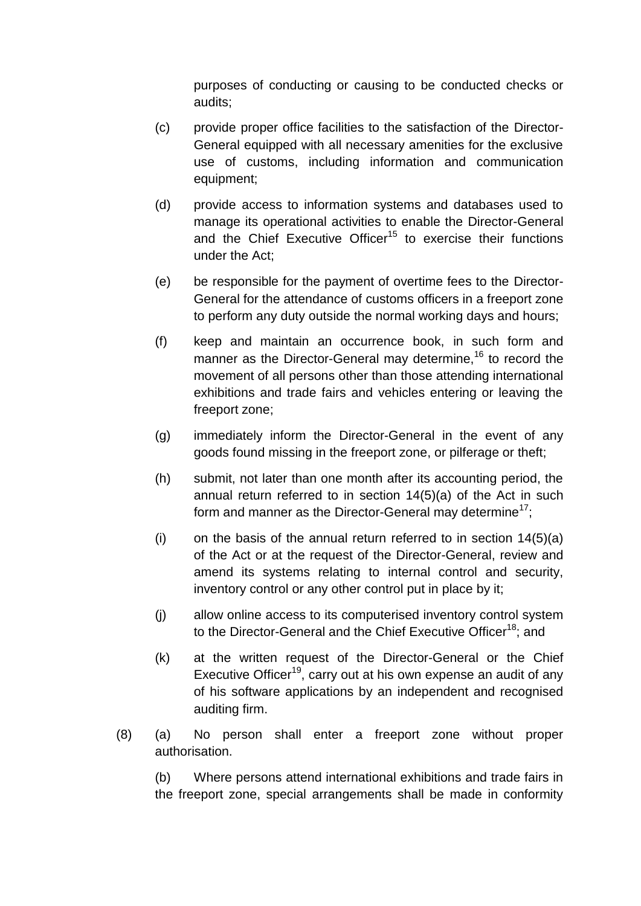purposes of conducting or causing to be conducted checks or audits;

(c) provide proper office facilities to the satisfaction of the Director-General equipped with all necessary amenities for the exclusive use of customs, including information and communication equipment;

(d) provide access to information systems and databases used to manage its operational activities to enable the Director-General and the Chief Executive Officer[15] to exercise their functions under the Act;

(e) be responsible for the payment of overtime fees to the Director-General for the attendance of customs officers in a freeport zone to perform any duty outside the normal working days and hours;

(f) keep and maintain an occurrence book, in such form and manner as the Director-General may determine,[16] to record the movement of all persons other than those attending international exhibitions and trade fairs and vehicles entering or leaving the freeport zone;

(g) immediately inform the Director-General in the event of any goods found missing in the freeport zone, or pilferage or theft;

(h) submit, not later than one month after its accounting period, the annual return referred to in section 14(5)(a) of the Act in such form and manner as the Director-General may determine[17];

(i) on the basis of the annual return referred to in section 14(5)(a) of the Act or at the request of the Director-General, review and amend its systems relating to internal control and security, inventory control or any other control put in place by it;

(j) allow online access to its computerised inventory control system to the Director-General and the Chief Executive Officer[18]; and

(k) at the written request of the Director-General or the Chief Executive Officer[19], carry out at his own expense an audit of any of his software applications by an independent and recognised auditing firm.

(8) (a) No person shall enter a freeport zone without proper authorisation.

(b) Where persons attend international exhibitions and trade fairs in the freeport zone, special arrangements shall be made in conformity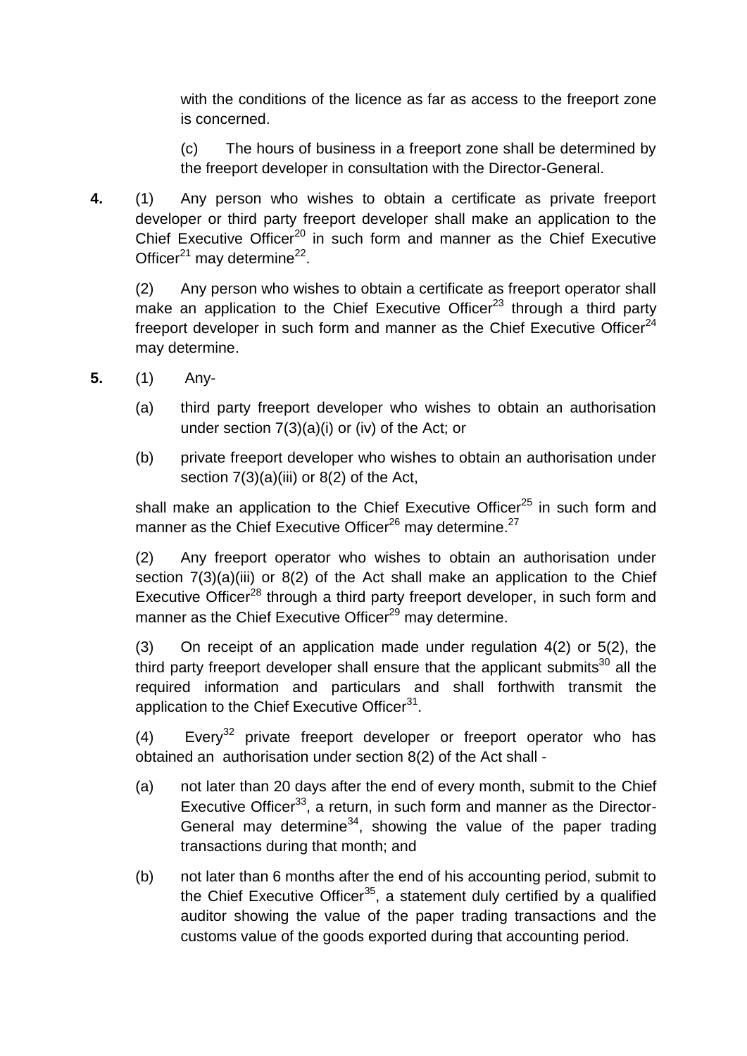with the conditions of the licence as far as access to the freeport zone is concerned.

(c) The hours of business in a freeport zone shall be determined by the freeport developer in consultation with the Director-General.

**4.** (1) Any person who wishes to obtain a certificate as private freeport developer or third party freeport developer shall make an application to the Chief Executive Officer[20] in such form and manner as the Chief Executive Officer[21] may determine[22].

(2) Any person who wishes to obtain a certificate as freeport operator shall make an application to the Chief Executive Officer[23] through a third party freeport developer in such form and manner as the Chief Executive Officer[24] may determine.

**5.** (1) Any-

(a) third party freeport developer who wishes to obtain an authorisation under section 7(3)(a)(i) or (iv) of the Act; or

(b) private freeport developer who wishes to obtain an authorisation under section 7(3)(a)(iii) or 8(2) of the Act,

shall make an application to the Chief Executive Officer[25] in such form and manner as the Chief Executive Officer[26] may determine.[27]

(2) Any freeport operator who wishes to obtain an authorisation under section 7(3)(a)(iii) or 8(2) of the Act shall make an application to the Chief Executive Officer[28] through a third party freeport developer, in such form and manner as the Chief Executive Officer[29] may determine.

(3) On receipt of an application made under regulation 4(2) or 5(2), the third party freeport developer shall ensure that the applicant submits[30] all the required information and particulars and shall forthwith transmit the application to the Chief Executive Officer[31].

(4) Every[32] private freeport developer or freeport operator who has obtained an authorisation under section 8(2) of the Act shall -

(a) not later than 20 days after the end of every month, submit to the Chief Executive Officer[33], a return, in such form and manner as the Director-General may determine[34], showing the value of the paper trading transactions during that month; and

(b) not later than 6 months after the end of his accounting period, submit to the Chief Executive Officer[35], a statement duly certified by a qualified auditor showing the value of the paper trading transactions and the customs value of the goods exported during that accounting period.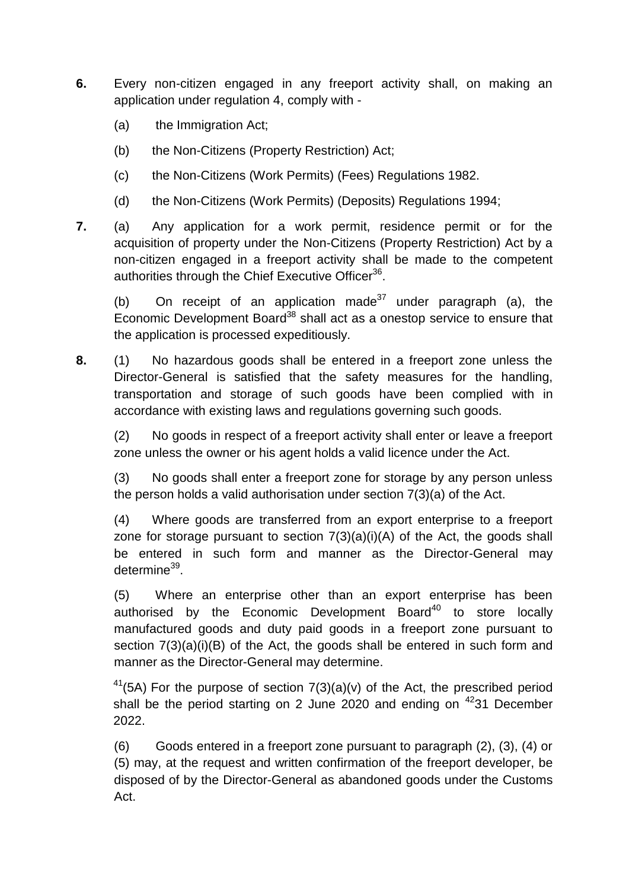**6.** Every non-citizen engaged in any freeport activity shall, on making an application under regulation 4, comply with -

(a) the Immigration Act;

(b) the Non-Citizens (Property Restriction) Act;

(c) the Non-Citizens (Work Permits) (Fees) Regulations 1982.

(d) the Non-Citizens (Work Permits) (Deposits) Regulations 1994;

**7.** (a) Any application for a work permit, residence permit or for the acquisition of property under the Non-Citizens (Property Restriction) Act by a non-citizen engaged in a freeport activity shall be made to the competent authorities through the Chief Executive Officer[36].

(b) On receipt of an application made[37] under paragraph (a), the Economic Development Board[38] shall act as a onestop service to ensure that the application is processed expeditiously.

**8.** (1) No hazardous goods shall be entered in a freeport zone unless the Director-General is satisfied that the safety measures for the handling, transportation and storage of such goods have been complied with in accordance with existing laws and regulations governing such goods.

(2) No goods in respect of a freeport activity shall enter or leave a freeport zone unless the owner or his agent holds a valid licence under the Act.

(3) No goods shall enter a freeport zone for storage by any person unless the person holds a valid authorisation under section 7(3)(a) of the Act.

(4) Where goods are transferred from an export enterprise to a freeport zone for storage pursuant to section 7(3)(a)(i)(A) of the Act, the goods shall be entered in such form and manner as the Director-General may determine[39].

(5) Where an enterprise other than an export enterprise has been authorised by the Economic Development Board[40] to store locally manufactured goods and duty paid goods in a freeport zone pursuant to section 7(3)(a)(i)(B) of the Act, the goods shall be entered in such form and manner as the Director-General may determine.

[41](5A) For the purpose of section 7(3)(a)(v) of the Act, the prescribed period shall be the period starting on 2 June 2020 and ending on [42]31 December 2022.

(6) Goods entered in a freeport zone pursuant to paragraph (2), (3), (4) or (5) may, at the request and written confirmation of the freeport developer, be disposed of by the Director-General as abandoned goods under the Customs Act.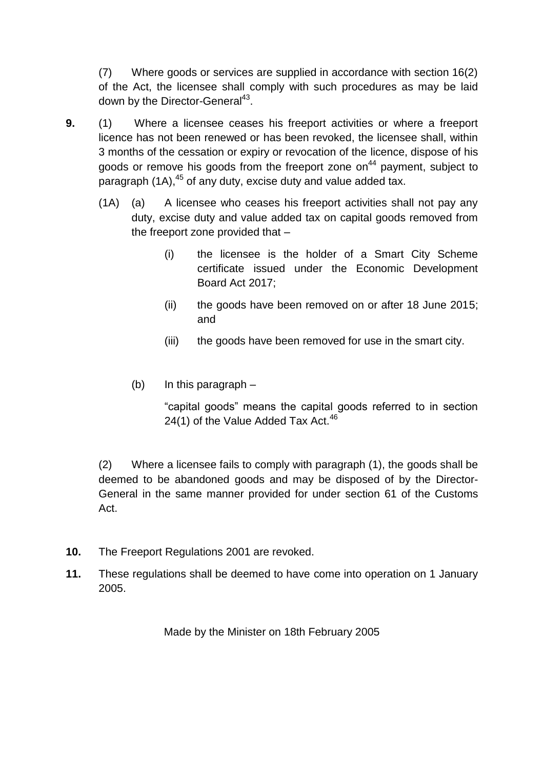(7) Where goods or services are supplied in accordance with section 16(2) of the Act, the licensee shall comply with such procedures as may be laid down by the Director-General[43].

**9.** (1) Where a licensee ceases his freeport activities or where a freeport licence has not been renewed or has been revoked, the licensee shall, within 3 months of the cessation or expiry or revocation of the licence, dispose of his goods or remove his goods from the freeport zone on[44] payment, subject to paragraph (1A),[45] of any duty, excise duty and value added tax.

(1A) (a) A licensee who ceases his freeport activities shall not pay any duty, excise duty and value added tax on capital goods removed from the freeport zone provided that –

(i) the licensee is the holder of a Smart City Scheme certificate issued under the Economic Development Board Act 2017;

(ii) the goods have been removed on or after 18 June 2015; and

(iii) the goods have been removed for use in the smart city.

(b) In this paragraph –

"capital goods" means the capital goods referred to in section 24(1) of the Value Added Tax Act.[46]

(2) Where a licensee fails to comply with paragraph (1), the goods shall be deemed to be abandoned goods and may be disposed of by the Director-General in the same manner provided for under section 61 of the Customs Act.

**10.** The Freeport Regulations 2001 are revoked.

**11.** These regulations shall be deemed to have come into operation on 1 January 2005.

Made by the Minister on 18th February 2005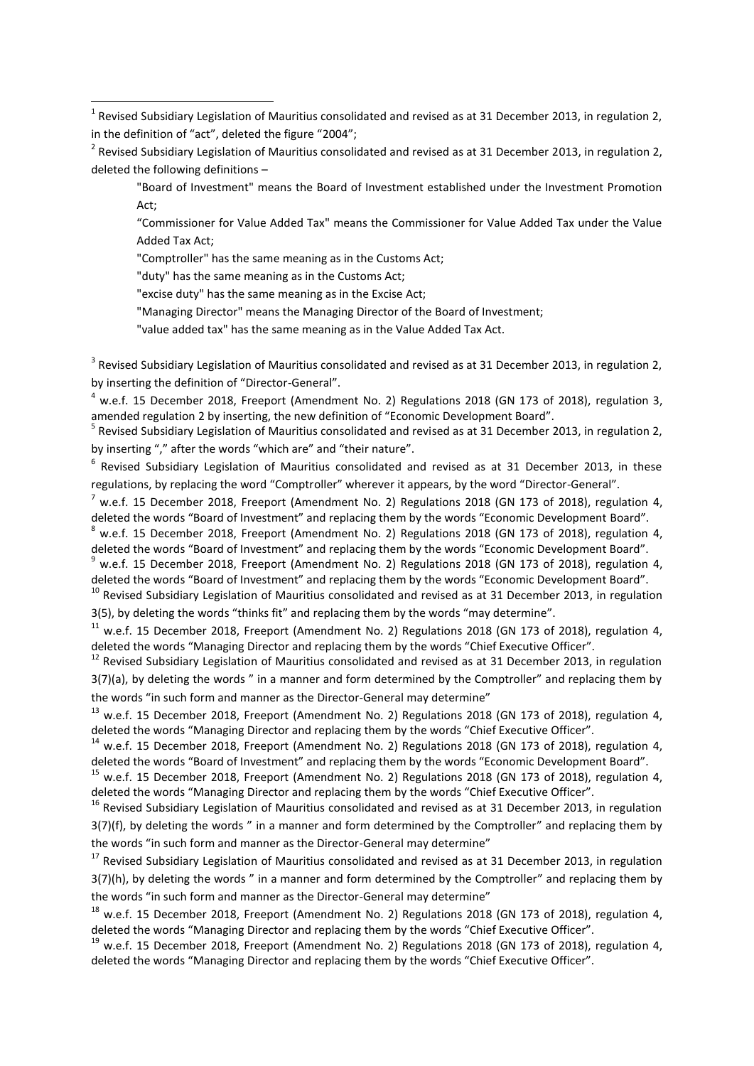[1] Revised Subsidiary Legislation of Mauritius consolidated and revised as at 31 December 2013, in regulation 2, in the definition of "act", deleted the figure "2004";

[2] Revised Subsidiary Legislation of Mauritius consolidated and revised as at 31 December 2013, in regulation 2, deleted the following definitions –

> "Board of Investment" means the Board of Investment established under the Investment Promotion Act;
>
> "Commissioner for Value Added Tax" means the Commissioner for Value Added Tax under the Value Added Tax Act;
>
> "Comptroller" has the same meaning as in the Customs Act;
>
> "duty" has the same meaning as in the Customs Act;
>
> "excise duty" has the same meaning as in the Excise Act;
>
> "Managing Director" means the Managing Director of the Board of Investment;
>
> "value added tax" has the same meaning as in the Value Added Tax Act.

[3] Revised Subsidiary Legislation of Mauritius consolidated and revised as at 31 December 2013, in regulation 2, by inserting the definition of "Director-General".

[4] w.e.f. 15 December 2018, Freeport (Amendment No. 2) Regulations 2018 (GN 173 of 2018), regulation 3, amended regulation 2 by inserting, the new definition of "Economic Development Board".

[5] Revised Subsidiary Legislation of Mauritius consolidated and revised as at 31 December 2013, in regulation 2, by inserting "," after the words "which are" and "their nature".

[6] Revised Subsidiary Legislation of Mauritius consolidated and revised as at 31 December 2013, in these regulations, by replacing the word "Comptroller" wherever it appears, by the word "Director-General".

[7] w.e.f. 15 December 2018, Freeport (Amendment No. 2) Regulations 2018 (GN 173 of 2018), regulation 4, deleted the words "Board of Investment" and replacing them by the words "Economic Development Board".

[8] w.e.f. 15 December 2018, Freeport (Amendment No. 2) Regulations 2018 (GN 173 of 2018), regulation 4, deleted the words "Board of Investment" and replacing them by the words "Economic Development Board".

[9] w.e.f. 15 December 2018, Freeport (Amendment No. 2) Regulations 2018 (GN 173 of 2018), regulation 4, deleted the words "Board of Investment" and replacing them by the words "Economic Development Board".

[10] Revised Subsidiary Legislation of Mauritius consolidated and revised as at 31 December 2013, in regulation 3(5), by deleting the words "thinks fit" and replacing them by the words "may determine".

[11] w.e.f. 15 December 2018, Freeport (Amendment No. 2) Regulations 2018 (GN 173 of 2018), regulation 4, deleted the words "Managing Director and replacing them by the words "Chief Executive Officer".

[12] Revised Subsidiary Legislation of Mauritius consolidated and revised as at 31 December 2013, in regulation 3(7)(a), by deleting the words " in a manner and form determined by the Comptroller" and replacing them by the words "in such form and manner as the Director-General may determine"

[13] w.e.f. 15 December 2018, Freeport (Amendment No. 2) Regulations 2018 (GN 173 of 2018), regulation 4, deleted the words "Managing Director and replacing them by the words "Chief Executive Officer".

[14] w.e.f. 15 December 2018, Freeport (Amendment No. 2) Regulations 2018 (GN 173 of 2018), regulation 4, deleted the words "Board of Investment" and replacing them by the words "Economic Development Board".

[15] w.e.f. 15 December 2018, Freeport (Amendment No. 2) Regulations 2018 (GN 173 of 2018), regulation 4, deleted the words "Managing Director and replacing them by the words "Chief Executive Officer".

[16] Revised Subsidiary Legislation of Mauritius consolidated and revised as at 31 December 2013, in regulation 3(7)(f), by deleting the words " in a manner and form determined by the Comptroller" and replacing them by the words "in such form and manner as the Director-General may determine"

[17] Revised Subsidiary Legislation of Mauritius consolidated and revised as at 31 December 2013, in regulation 3(7)(h), by deleting the words " in a manner and form determined by the Comptroller" and replacing them by the words "in such form and manner as the Director-General may determine"

[18] w.e.f. 15 December 2018, Freeport (Amendment No. 2) Regulations 2018 (GN 173 of 2018), regulation 4, deleted the words "Managing Director and replacing them by the words "Chief Executive Officer".

[19] w.e.f. 15 December 2018, Freeport (Amendment No. 2) Regulations 2018 (GN 173 of 2018), regulation 4, deleted the words "Managing Director and replacing them by the words "Chief Executive Officer".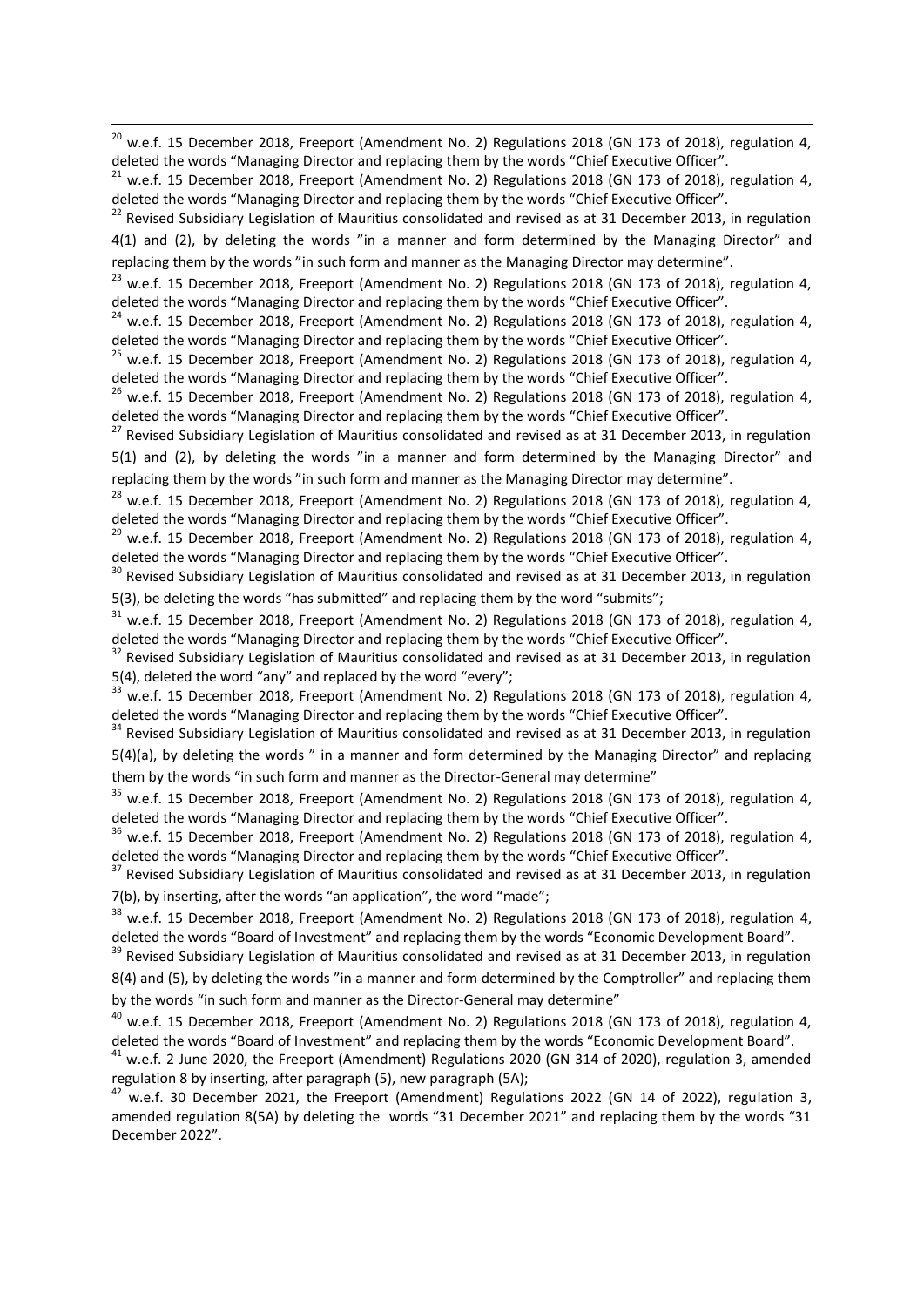[20] w.e.f. 15 December 2018, Freeport (Amendment No. 2) Regulations 2018 (GN 173 of 2018), regulation 4, deleted the words "Managing Director and replacing them by the words "Chief Executive Officer".

[21] w.e.f. 15 December 2018, Freeport (Amendment No. 2) Regulations 2018 (GN 173 of 2018), regulation 4, deleted the words "Managing Director and replacing them by the words "Chief Executive Officer".

[22] Revised Subsidiary Legislation of Mauritius consolidated and revised as at 31 December 2013, in regulation 4(1) and (2), by deleting the words "in a manner and form determined by the Managing Director" and replacing them by the words "in such form and manner as the Managing Director may determine".

[23] w.e.f. 15 December 2018, Freeport (Amendment No. 2) Regulations 2018 (GN 173 of 2018), regulation 4, deleted the words "Managing Director and replacing them by the words "Chief Executive Officer".

[24] w.e.f. 15 December 2018, Freeport (Amendment No. 2) Regulations 2018 (GN 173 of 2018), regulation 4, deleted the words "Managing Director and replacing them by the words "Chief Executive Officer".

[25] w.e.f. 15 December 2018, Freeport (Amendment No. 2) Regulations 2018 (GN 173 of 2018), regulation 4, deleted the words "Managing Director and replacing them by the words "Chief Executive Officer".

[26] w.e.f. 15 December 2018, Freeport (Amendment No. 2) Regulations 2018 (GN 173 of 2018), regulation 4, deleted the words "Managing Director and replacing them by the words "Chief Executive Officer".

[27] Revised Subsidiary Legislation of Mauritius consolidated and revised as at 31 December 2013, in regulation 5(1) and (2), by deleting the words "in a manner and form determined by the Managing Director" and replacing them by the words "in such form and manner as the Managing Director may determine".

[28] w.e.f. 15 December 2018, Freeport (Amendment No. 2) Regulations 2018 (GN 173 of 2018), regulation 4, deleted the words "Managing Director and replacing them by the words "Chief Executive Officer".

[29] w.e.f. 15 December 2018, Freeport (Amendment No. 2) Regulations 2018 (GN 173 of 2018), regulation 4, deleted the words "Managing Director and replacing them by the words "Chief Executive Officer".

[30] Revised Subsidiary Legislation of Mauritius consolidated and revised as at 31 December 2013, in regulation 5(3), be deleting the words "has submitted" and replacing them by the word "submits";

[31] w.e.f. 15 December 2018, Freeport (Amendment No. 2) Regulations 2018 (GN 173 of 2018), regulation 4, deleted the words "Managing Director and replacing them by the words "Chief Executive Officer".

[32] Revised Subsidiary Legislation of Mauritius consolidated and revised as at 31 December 2013, in regulation 5(4), deleted the word "any" and replaced by the word "every";

[33] w.e.f. 15 December 2018, Freeport (Amendment No. 2) Regulations 2018 (GN 173 of 2018), regulation 4, deleted the words "Managing Director and replacing them by the words "Chief Executive Officer".

[34] Revised Subsidiary Legislation of Mauritius consolidated and revised as at 31 December 2013, in regulation 5(4)(a), by deleting the words " in a manner and form determined by the Managing Director" and replacing them by the words "in such form and manner as the Director-General may determine"

[35] w.e.f. 15 December 2018, Freeport (Amendment No. 2) Regulations 2018 (GN 173 of 2018), regulation 4, deleted the words "Managing Director and replacing them by the words "Chief Executive Officer".

[36] w.e.f. 15 December 2018, Freeport (Amendment No. 2) Regulations 2018 (GN 173 of 2018), regulation 4, deleted the words "Managing Director and replacing them by the words "Chief Executive Officer".

[37] Revised Subsidiary Legislation of Mauritius consolidated and revised as at 31 December 2013, in regulation 7(b), by inserting, after the words "an application", the word "made";

[38] w.e.f. 15 December 2018, Freeport (Amendment No. 2) Regulations 2018 (GN 173 of 2018), regulation 4, deleted the words "Board of Investment" and replacing them by the words "Economic Development Board".

[39] Revised Subsidiary Legislation of Mauritius consolidated and revised as at 31 December 2013, in regulation 8(4) and (5), by deleting the words "in a manner and form determined by the Comptroller" and replacing them by the words "in such form and manner as the Director-General may determine"

[40] w.e.f. 15 December 2018, Freeport (Amendment No. 2) Regulations 2018 (GN 173 of 2018), regulation 4, deleted the words "Board of Investment" and replacing them by the words "Economic Development Board".

[41] w.e.f. 2 June 2020, the Freeport (Amendment) Regulations 2020 (GN 314 of 2020), regulation 3, amended regulation 8 by inserting, after paragraph (5), new paragraph (5A);

[42] w.e.f. 30 December 2021, the Freeport (Amendment) Regulations 2022 (GN 14 of 2022), regulation 3, amended regulation 8(5A) by deleting the words "31 December 2021" and replacing them by the words "31 December 2022".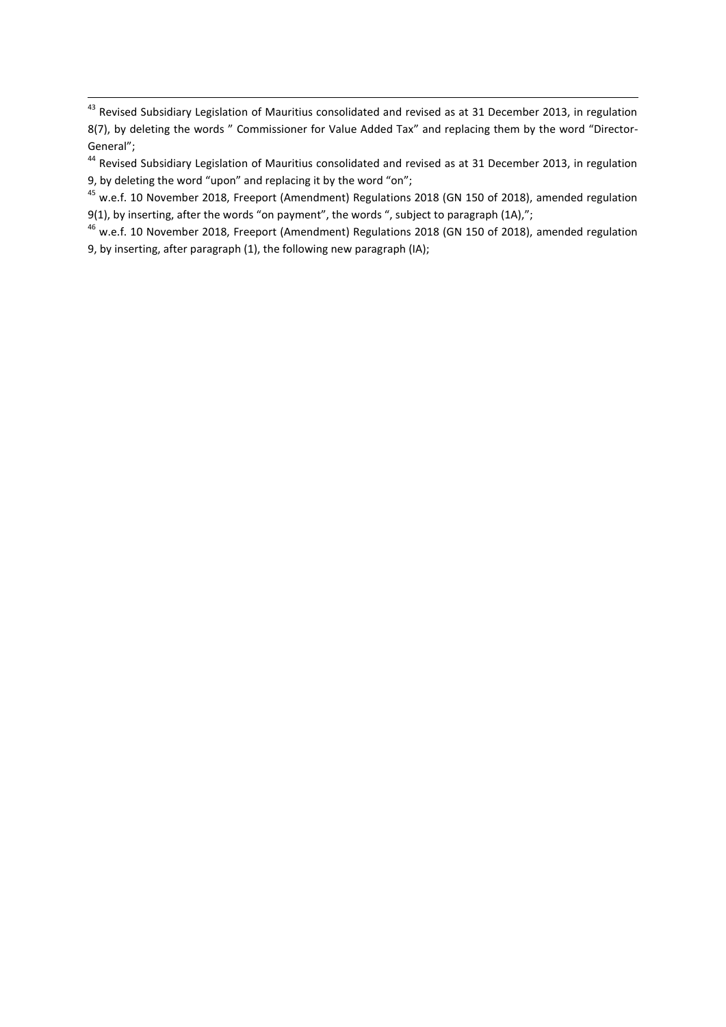[43] Revised Subsidiary Legislation of Mauritius consolidated and revised as at 31 December 2013, in regulation 8(7), by deleting the words " Commissioner for Value Added Tax" and replacing them by the word "Director-General";

[44] Revised Subsidiary Legislation of Mauritius consolidated and revised as at 31 December 2013, in regulation 9, by deleting the word "upon" and replacing it by the word "on";

[45] w.e.f. 10 November 2018, Freeport (Amendment) Regulations 2018 (GN 150 of 2018), amended regulation 9(1), by inserting, after the words "on payment", the words ", subject to paragraph (1A),";

[46] w.e.f. 10 November 2018, Freeport (Amendment) Regulations 2018 (GN 150 of 2018), amended regulation 9, by inserting, after paragraph (1), the following new paragraph (IA);